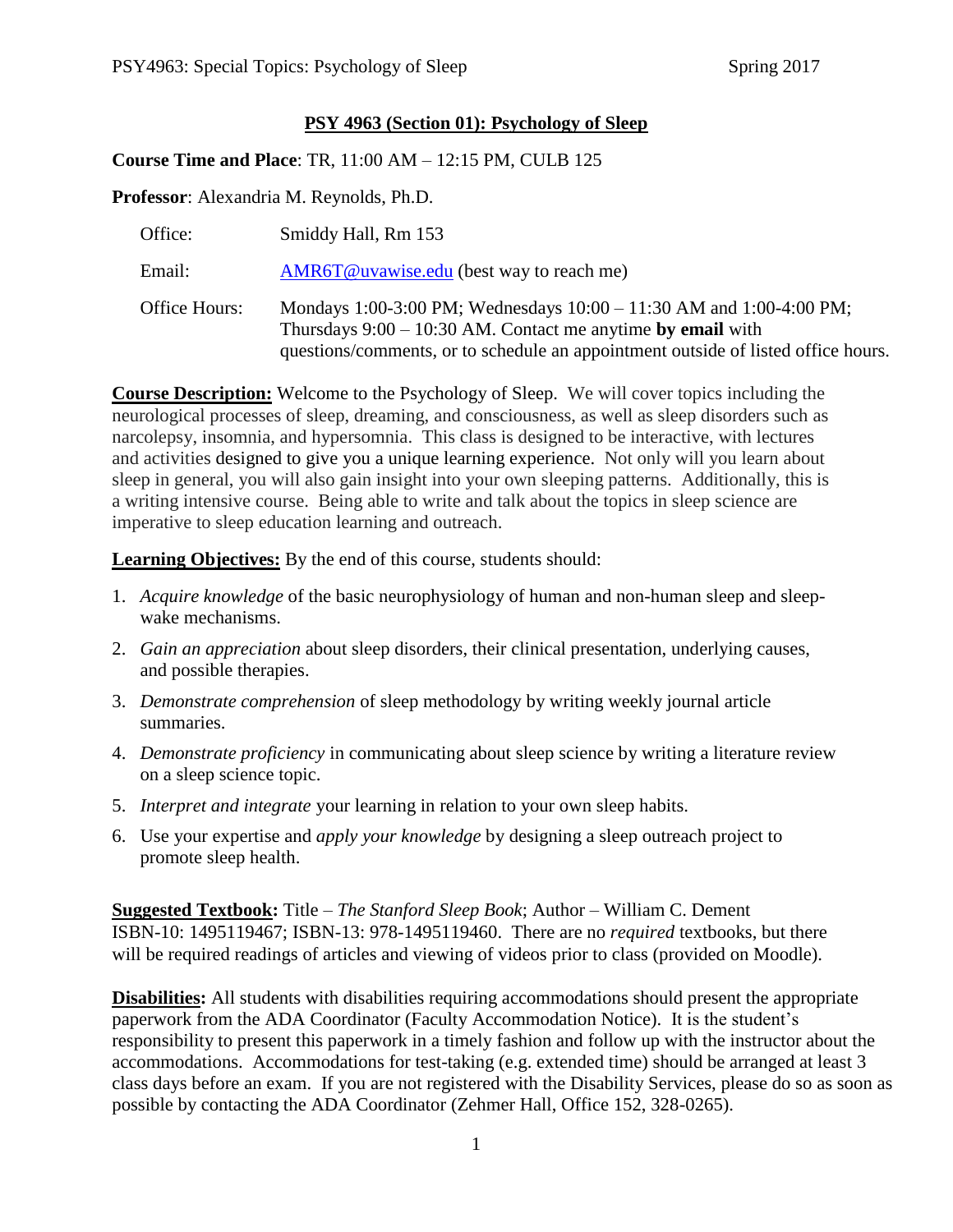# PSY 4963 (Section 01): Psychology of Sleep

**Course Time and Place**: TR, 11:00 AM – 12:15 PM, CULB 125

**Professor**: Alexandria M. Reynolds, Ph.D.

| | |
|---|---|
| Office: | Smiddy Hall, Rm 153 |
| Email: | AMR6T@uvawise.edu (best way to reach me) |
| Office Hours: | Mondays 1:00-3:00 PM; Wednesdays 10:00 – 11:30 AM and 1:00-4:00 PM; Thursdays 9:00 – 10:30 AM. Contact me anytime **by email** with questions/comments, or to schedule an appointment outside of listed office hours. |

**Course Description:** Welcome to the Psychology of Sleep. We will cover topics including the neurological processes of sleep, dreaming, and consciousness, as well as sleep disorders such as narcolepsy, insomnia, and hypersomnia. This class is designed to be interactive, with lectures and activities designed to give you a unique learning experience. Not only will you learn about sleep in general, you will also gain insight into your own sleeping patterns. Additionally, this is a writing intensive course. Being able to write and talk about the topics in sleep science are imperative to sleep education learning and outreach.

**Learning Objectives:** By the end of this course, students should:

1. *Acquire knowledge* of the basic neurophysiology of human and non-human sleep and sleep-wake mechanisms.
2. *Gain an appreciation* about sleep disorders, their clinical presentation, underlying causes, and possible therapies.
3. *Demonstrate comprehension* of sleep methodology by writing weekly journal article summaries.
4. *Demonstrate proficiency* in communicating about sleep science by writing a literature review on a sleep science topic.
5. *Interpret and integrate* your learning in relation to your own sleep habits.
6. Use your expertise and *apply your knowledge* by designing a sleep outreach project to promote sleep health.

**Suggested Textbook:** Title – *The Stanford Sleep Book*; Author – William C. Dement ISBN-10: 1495119467; ISBN-13: 978-1495119460. There are no *required* textbooks, but there will be required readings of articles and viewing of videos prior to class (provided on Moodle).

**Disabilities:** All students with disabilities requiring accommodations should present the appropriate paperwork from the ADA Coordinator (Faculty Accommodation Notice). It is the student's responsibility to present this paperwork in a timely fashion and follow up with the instructor about the accommodations. Accommodations for test-taking (e.g. extended time) should be arranged at least 3 class days before an exam. If you are not registered with the Disability Services, please do so as soon as possible by contacting the ADA Coordinator (Zehmer Hall, Office 152, 328-0265).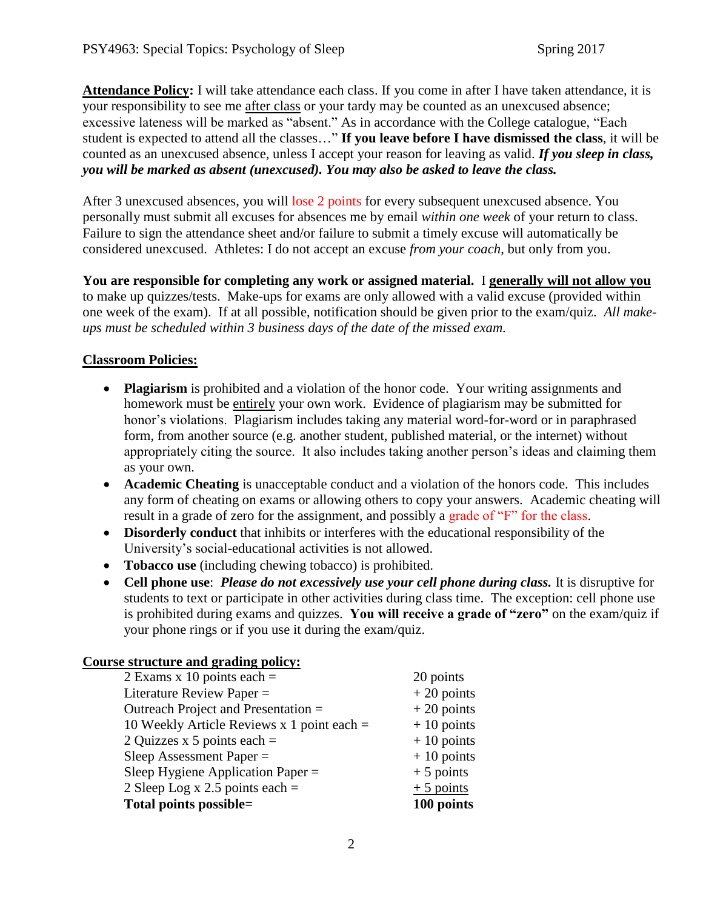**Attendance Policy:** I will take attendance each class. If you come in after I have taken attendance, it is your responsibility to see me after class or your tardy may be counted as an unexcused absence; excessive lateness will be marked as "absent." As in accordance with the College catalogue, "Each student is expected to attend all the classes…" **If you leave before I have dismissed the class**, it will be counted as an unexcused absence, unless I accept your reason for leaving as valid. ***If you sleep in class, you will be marked as absent (unexcused). You may also be asked to leave the class.***

After 3 unexcused absences, you will lose 2 points for every subsequent unexcused absence. You personally must submit all excuses for absences me by email *within one week* of your return to class. Failure to sign the attendance sheet and/or failure to submit a timely excuse will automatically be considered unexcused. Athletes: I do not accept an excuse *from your coach*, but only from you.

**You are responsible for completing any work or assigned material.** I **generally will not allow you** to make up quizzes/tests. Make-ups for exams are only allowed with a valid excuse (provided within one week of the exam). If at all possible, notification should be given prior to the exam/quiz. *All make-ups must be scheduled within 3 business days of the date of the missed exam.*

**Classroom Policies:**

- **Plagiarism** is prohibited and a violation of the honor code. Your writing assignments and homework must be entirely your own work. Evidence of plagiarism may be submitted for honor's violations. Plagiarism includes taking any material word-for-word or in paraphrased form, from another source (e.g. another student, published material, or the internet) without appropriately citing the source. It also includes taking another person's ideas and claiming them as your own.
- **Academic Cheating** is unacceptable conduct and a violation of the honors code. This includes any form of cheating on exams or allowing others to copy your answers. Academic cheating will result in a grade of zero for the assignment, and possibly a grade of "F" for the class.
- **Disorderly conduct** that inhibits or interferes with the educational responsibility of the University's social-educational activities is not allowed.
- **Tobacco use** (including chewing tobacco) is prohibited.
- **Cell phone use**: ***Please do not excessively use your cell phone during class.*** It is disruptive for students to text or participate in other activities during class time. The exception: cell phone use is prohibited during exams and quizzes. **You will receive a grade of "zero"** on the exam/quiz if your phone rings or if you use it during the exam/quiz.

**Course structure and grading policy:**

| | |
|---|---|
| 2 Exams x 10 points each = | 20 points |
| Literature Review Paper = | + 20 points |
| Outreach Project and Presentation = | + 20 points |
| 10 Weekly Article Reviews x 1 point each = | + 10 points |
| 2 Quizzes x 5 points each = | + 10 points |
| Sleep Assessment Paper = | + 10 points |
| Sleep Hygiene Application Paper = | + 5 points |
| 2 Sleep Log x 2.5 points each = | + 5 points |
| **Total points possible=** | **100 points** |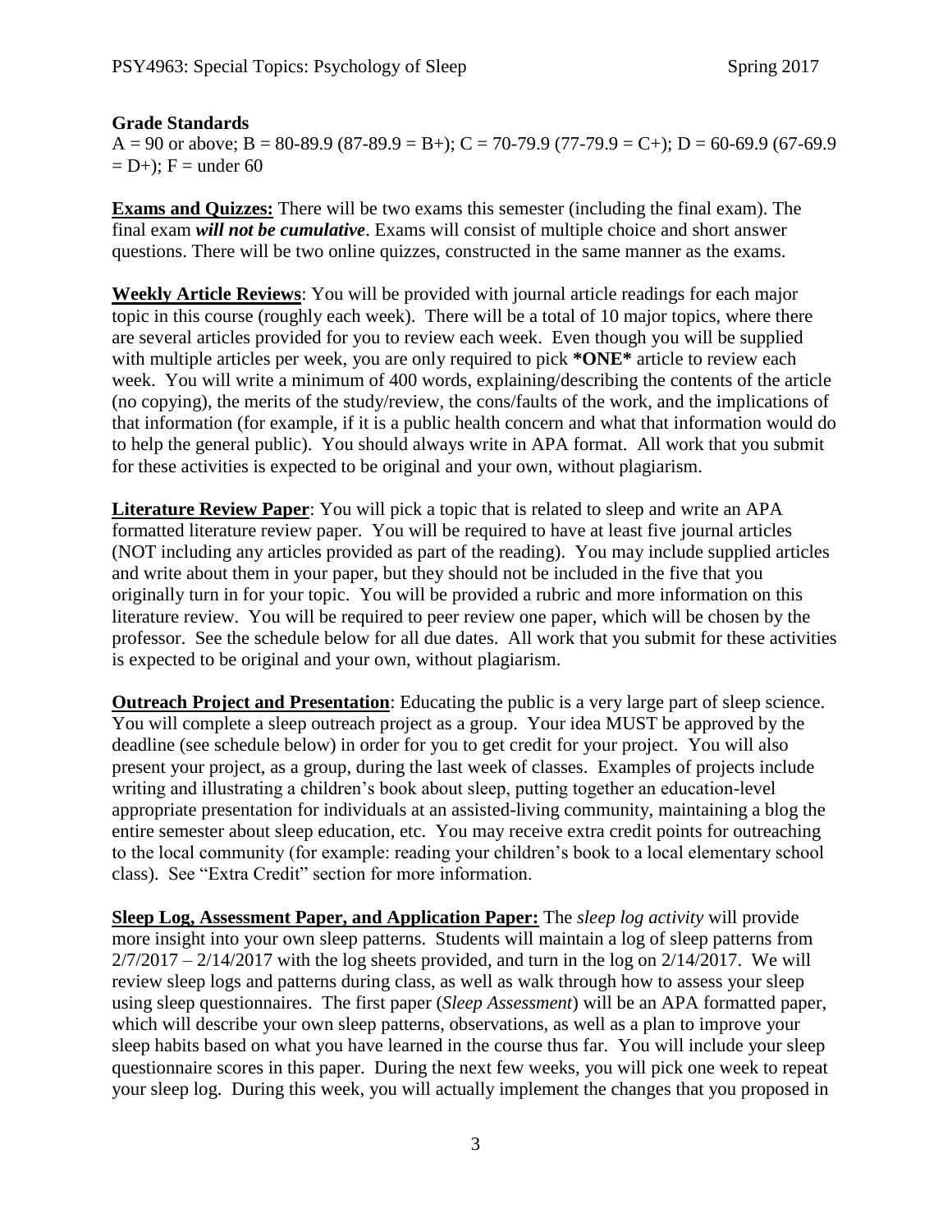**Grade Standards**

A = 90 or above; B = 80-89.9 (87-89.9 = B+); C = 70-79.9 (77-79.9 = C+); D = 60-69.9 (67-69.9 = D+); F = under 60

**Exams and Quizzes:** There will be two exams this semester (including the final exam). The final exam ***will not be cumulative***. Exams will consist of multiple choice and short answer questions. There will be two online quizzes, constructed in the same manner as the exams.

**Weekly Article Reviews**: You will be provided with journal article readings for each major topic in this course (roughly each week). There will be a total of 10 major topics, where there are several articles provided for you to review each week. Even though you will be supplied with multiple articles per week, you are only required to pick **\*ONE\*** article to review each week. You will write a minimum of 400 words, explaining/describing the contents of the article (no copying), the merits of the study/review, the cons/faults of the work, and the implications of that information (for example, if it is a public health concern and what that information would do to help the general public). You should always write in APA format. All work that you submit for these activities is expected to be original and your own, without plagiarism.

**Literature Review Paper**: You will pick a topic that is related to sleep and write an APA formatted literature review paper. You will be required to have at least five journal articles (NOT including any articles provided as part of the reading). You may include supplied articles and write about them in your paper, but they should not be included in the five that you originally turn in for your topic. You will be provided a rubric and more information on this literature review. You will be required to peer review one paper, which will be chosen by the professor. See the schedule below for all due dates. All work that you submit for these activities is expected to be original and your own, without plagiarism.

**Outreach Project and Presentation**: Educating the public is a very large part of sleep science. You will complete a sleep outreach project as a group. Your idea MUST be approved by the deadline (see schedule below) in order for you to get credit for your project. You will also present your project, as a group, during the last week of classes. Examples of projects include writing and illustrating a children's book about sleep, putting together an education-level appropriate presentation for individuals at an assisted-living community, maintaining a blog the entire semester about sleep education, etc. You may receive extra credit points for outreaching to the local community (for example: reading your children's book to a local elementary school class). See "Extra Credit" section for more information.

**Sleep Log, Assessment Paper, and Application Paper:** The *sleep log activity* will provide more insight into your own sleep patterns. Students will maintain a log of sleep patterns from 2/7/2017 – 2/14/2017 with the log sheets provided, and turn in the log on 2/14/2017. We will review sleep logs and patterns during class, as well as walk through how to assess your sleep using sleep questionnaires. The first paper (*Sleep Assessment*) will be an APA formatted paper, which will describe your own sleep patterns, observations, as well as a plan to improve your sleep habits based on what you have learned in the course thus far. You will include your sleep questionnaire scores in this paper. During the next few weeks, you will pick one week to repeat your sleep log. During this week, you will actually implement the changes that you proposed in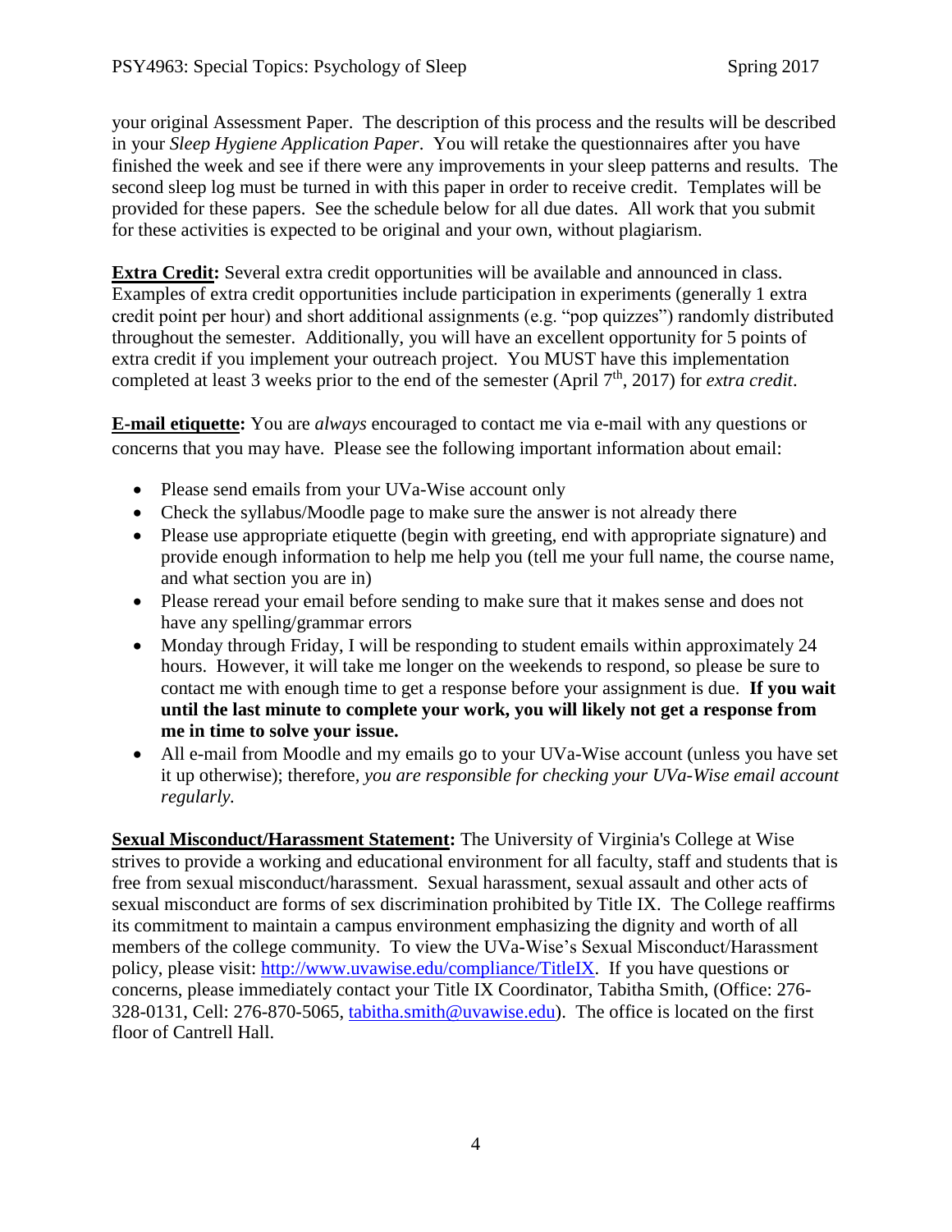your original Assessment Paper. The description of this process and the results will be described in your *Sleep Hygiene Application Paper*. You will retake the questionnaires after you have finished the week and see if there were any improvements in your sleep patterns and results. The second sleep log must be turned in with this paper in order to receive credit. Templates will be provided for these papers. See the schedule below for all due dates. All work that you submit for these activities is expected to be original and your own, without plagiarism.

**Extra Credit:** Several extra credit opportunities will be available and announced in class. Examples of extra credit opportunities include participation in experiments (generally 1 extra credit point per hour) and short additional assignments (e.g. "pop quizzes") randomly distributed throughout the semester. Additionally, you will have an excellent opportunity for 5 points of extra credit if you implement your outreach project. You MUST have this implementation completed at least 3 weeks prior to the end of the semester (April 7th, 2017) for *extra credit*.

**E-mail etiquette:** You are *always* encouraged to contact me via e-mail with any questions or concerns that you may have. Please see the following important information about email:

- Please send emails from your UVa-Wise account only
- Check the syllabus/Moodle page to make sure the answer is not already there
- Please use appropriate etiquette (begin with greeting, end with appropriate signature) and provide enough information to help me help you (tell me your full name, the course name, and what section you are in)
- Please reread your email before sending to make sure that it makes sense and does not have any spelling/grammar errors
- Monday through Friday, I will be responding to student emails within approximately 24 hours. However, it will take me longer on the weekends to respond, so please be sure to contact me with enough time to get a response before your assignment is due. **If you wait until the last minute to complete your work, you will likely not get a response from me in time to solve your issue.**
- All e-mail from Moodle and my emails go to your UVa-Wise account (unless you have set it up otherwise); therefore, *you are responsible for checking your UVa-Wise email account regularly.*

**Sexual Misconduct/Harassment Statement:** The University of Virginia's College at Wise strives to provide a working and educational environment for all faculty, staff and students that is free from sexual misconduct/harassment. Sexual harassment, sexual assault and other acts of sexual misconduct are forms of sex discrimination prohibited by Title IX. The College reaffirms its commitment to maintain a campus environment emphasizing the dignity and worth of all members of the college community. To view the UVa-Wise's Sexual Misconduct/Harassment policy, please visit: http://www.uvawise.edu/compliance/TitleIX. If you have questions or concerns, please immediately contact your Title IX Coordinator, Tabitha Smith, (Office: 276-328-0131, Cell: 276-870-5065, tabitha.smith@uvawise.edu). The office is located on the first floor of Cantrell Hall.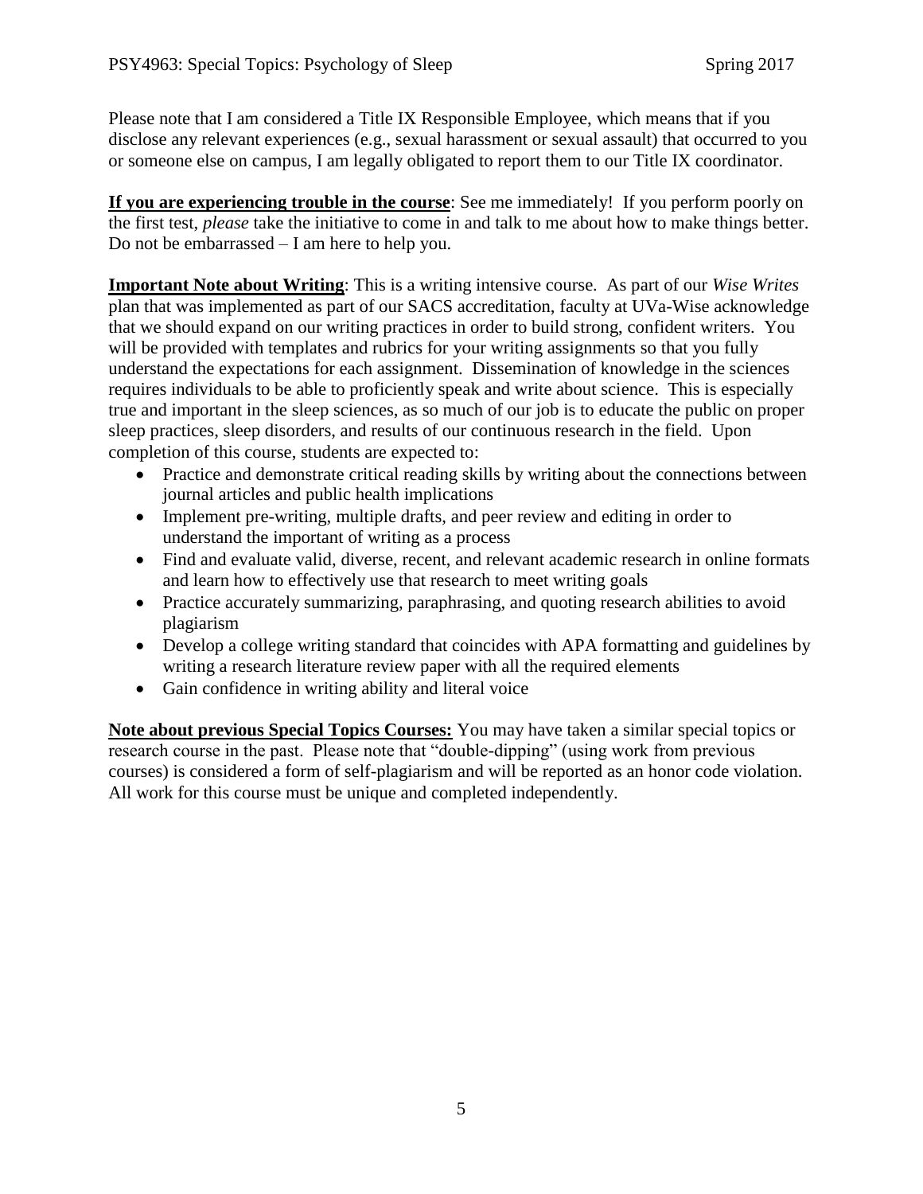Please note that I am considered a Title IX Responsible Employee, which means that if you disclose any relevant experiences (e.g., sexual harassment or sexual assault) that occurred to you or someone else on campus, I am legally obligated to report them to our Title IX coordinator.

**If you are experiencing trouble in the course**: See me immediately! If you perform poorly on the first test, *please* take the initiative to come in and talk to me about how to make things better. Do not be embarrassed – I am here to help you.

**Important Note about Writing**: This is a writing intensive course. As part of our *Wise Writes* plan that was implemented as part of our SACS accreditation, faculty at UVa-Wise acknowledge that we should expand on our writing practices in order to build strong, confident writers. You will be provided with templates and rubrics for your writing assignments so that you fully understand the expectations for each assignment. Dissemination of knowledge in the sciences requires individuals to be able to proficiently speak and write about science. This is especially true and important in the sleep sciences, as so much of our job is to educate the public on proper sleep practices, sleep disorders, and results of our continuous research in the field. Upon completion of this course, students are expected to:

- Practice and demonstrate critical reading skills by writing about the connections between journal articles and public health implications
- Implement pre-writing, multiple drafts, and peer review and editing in order to understand the important of writing as a process
- Find and evaluate valid, diverse, recent, and relevant academic research in online formats and learn how to effectively use that research to meet writing goals
- Practice accurately summarizing, paraphrasing, and quoting research abilities to avoid plagiarism
- Develop a college writing standard that coincides with APA formatting and guidelines by writing a research literature review paper with all the required elements
- Gain confidence in writing ability and literal voice

**Note about previous Special Topics Courses:** You may have taken a similar special topics or research course in the past. Please note that "double-dipping" (using work from previous courses) is considered a form of self-plagiarism and will be reported as an honor code violation. All work for this course must be unique and completed independently.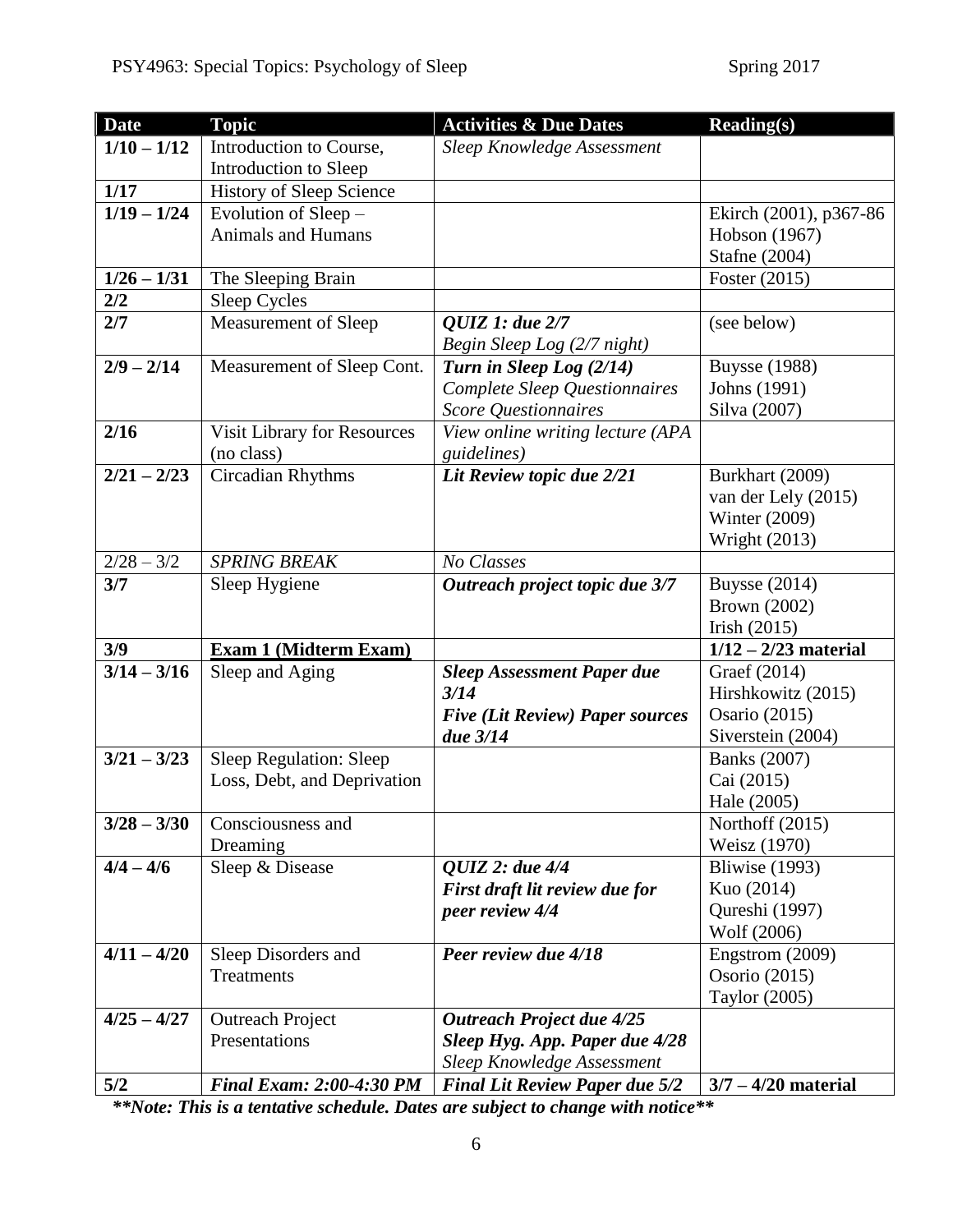| Date | Topic | Activities & Due Dates | Reading(s) |
|---|---|---|---|
| **1/10 – 1/12** | Introduction to Course, Introduction to Sleep | *Sleep Knowledge Assessment* | |
| **1/17** | History of Sleep Science | | |
| **1/19 – 1/24** | Evolution of Sleep – Animals and Humans | | Ekirch (2001), p367-86<br>Hobson (1967)<br>Stafne (2004) |
| **1/26 – 1/31** | The Sleeping Brain | | Foster (2015) |
| **2/2** | Sleep Cycles | | |
| **2/7** | Measurement of Sleep | ***QUIZ 1: due 2/7***<br>*Begin Sleep Log (2/7 night)* | (see below) |
| **2/9 – 2/14** | Measurement of Sleep Cont. | ***Turn in Sleep Log (2/14)***<br>*Complete Sleep Questionnaires*<br>*Score Questionnaires* | Buysse (1988)<br>Johns (1991)<br>Silva (2007) |
| **2/16** | Visit Library for Resources (no class) | *View online writing lecture (APA guidelines)* | |
| **2/21 – 2/23** | Circadian Rhythms | ***Lit Review topic due 2/21*** | Burkhart (2009)<br>van der Lely (2015)<br>Winter (2009)<br>Wright (2013) |
| 2/28 – 3/2 | *SPRING BREAK* | *No Classes* | |
| **3/7** | Sleep Hygiene | ***Outreach project topic due 3/7*** | Buysse (2014)<br>Brown (2002)<br>Irish (2015) |
| **3/9** | **<u>Exam 1 (Midterm Exam)</u>** | | **1/12 – 2/23 material** |
| **3/14 – 3/16** | Sleep and Aging | ***Sleep Assessment Paper due 3/14***<br>***Five (Lit Review) Paper sources due 3/14*** | Graef (2014)<br>Hirshkowitz (2015)<br>Osario (2015)<br>Siverstein (2004) |
| **3/21 – 3/23** | Sleep Regulation: Sleep Loss, Debt, and Deprivation | | Banks (2007)<br>Cai (2015)<br>Hale (2005) |
| **3/28 – 3/30** | Consciousness and Dreaming | | Northoff (2015)<br>Weisz (1970) |
| **4/4 – 4/6** | Sleep & Disease | ***QUIZ 2: due 4/4***<br>***First draft lit review due for peer review 4/4*** | Bliwise (1993)<br>Kuo (2014)<br>Qureshi (1997)<br>Wolf (2006) |
| **4/11 – 4/20** | Sleep Disorders and Treatments | ***Peer review due 4/18*** | Engstrom (2009)<br>Osorio (2015)<br>Taylor (2005) |
| **4/25 – 4/27** | Outreach Project Presentations | ***Outreach Project due 4/25***<br>***Sleep Hyg. App. Paper due 4/28***<br>*Sleep Knowledge Assessment* | |
| **5/2** | ***Final Exam: 2:00-4:30 PM*** | ***Final Lit Review Paper due 5/2*** | **3/7 – 4/20 material** |

***\*\*Note: This is a tentative schedule. Dates are subject to change with notice\*\****